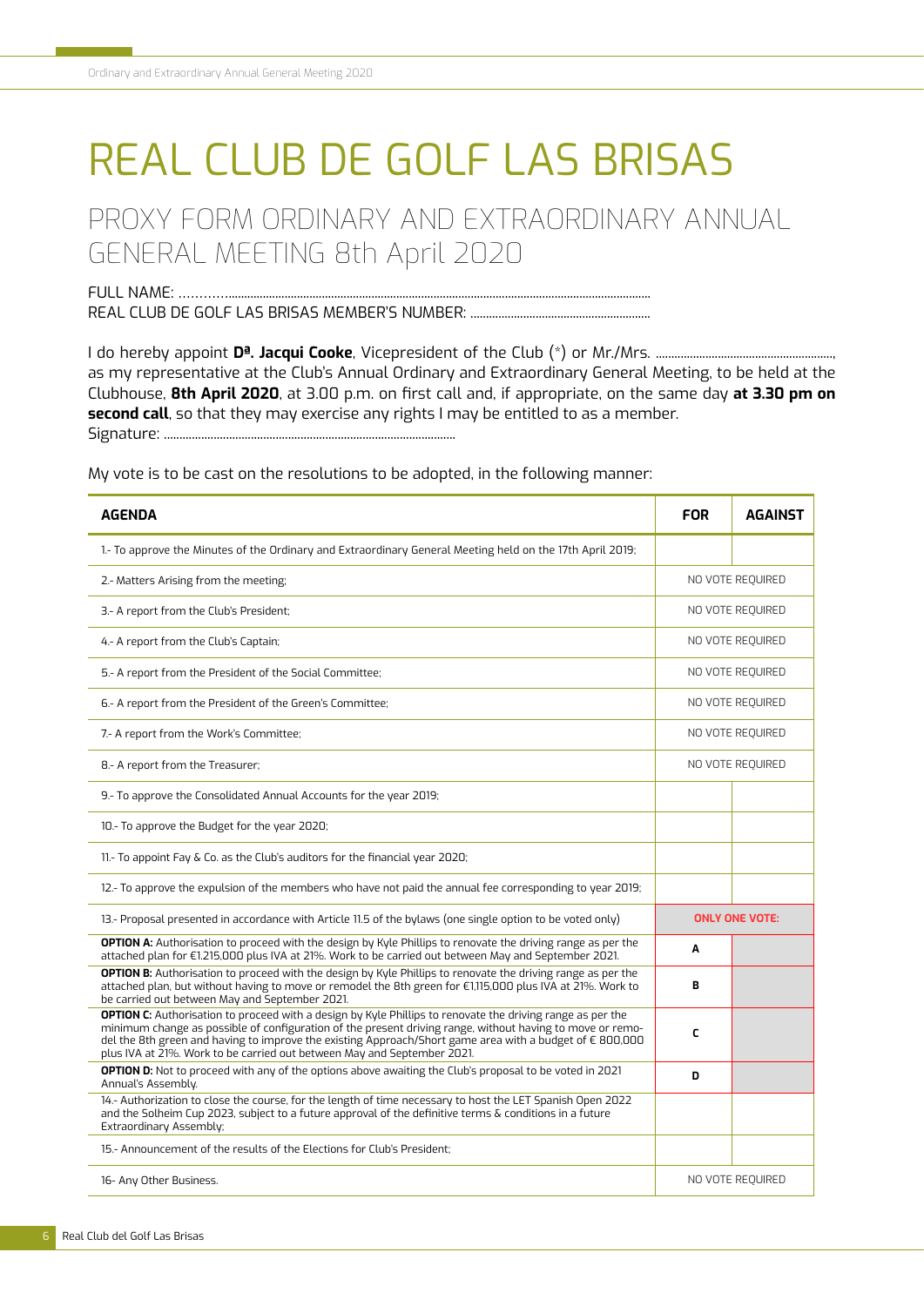// Page-level header omitted.

# REAL CLUB DE GOLF LAS BRISAS

## PROXY FORM ORDINARY AND EXTRAORDINARY ANNUAL GENERAL MEETING 8th April 2020

FULL NAME: ..........................................................................................................................................

REAL CLUB DE GOLF LAS BRISAS MEMBER'S NUMBER: ..........................................................

I do hereby appoint **Dª. Jacqui Cooke**, Vicepresident of the Club (*) or Mr./Mrs. ........................................................, as my representative at the Club's Annual Ordinary and Extraordinary General Meeting, to be held at the Clubhouse, **8th April 2020**, at 3.00 p.m. on first call and, if appropriate, on the same day **at 3.30 pm on second call**, so that they may exercise any rights I may be entitled to as a member.

Signature: ..............................................................................................

My vote is to be cast on the resolutions to be adopted, in the following manner:

| AGENDA | FOR | AGAINST |
|---|---|---|
| 1.- To approve the Minutes of the Ordinary and Extraordinary General Meeting held on the 17th April 2019; | | |
| 2.- Matters Arising from the meeting; | NO VOTE REQUIRED | |
| 3.- A report from the Club's President; | NO VOTE REQUIRED | |
| 4.- A report from the Club's Captain; | NO VOTE REQUIRED | |
| 5.- A report from the President of the Social Committee; | NO VOTE REQUIRED | |
| 6.- A report from the President of the Green's Committee; | NO VOTE REQUIRED | |
| 7.- A report from the Work's Committee; | NO VOTE REQUIRED | |
| 8.- A report from the Treasurer; | NO VOTE REQUIRED | |
| 9.- To approve the Consolidated Annual Accounts for the year 2019; | | |
| 10.- To approve the Budget for the year 2020; | | |
| 11.- To appoint Fay & Co. as the Club's auditors for the financial year 2020; | | |
| 12.- To approve the expulsion of the members who have not paid the annual fee corresponding to year 2019; | | |
| 13.- Proposal presented in accordance with Article 11.5 of the bylaws (one single option to be voted only) | **ONLY ONE VOTE:** | |
| **OPTION A:** Authorisation to proceed with the design by Kyle Phillips to renovate the driving range as per the attached plan for €1.215,000 plus IVA at 21%. Work to be carried out between May and September 2021. | **A** | |
| **OPTION B:** Authorisation to proceed with the design by Kyle Phillips to renovate the driving range as per the attached plan, but without having to move or remodel the 8th green for €1,115,000 plus IVA at 21%. Work to be carried out between May and September 2021. | **B** | |
| **OPTION C:** Authorisation to proceed with a design by Kyle Phillips to renovate the driving range as per the minimum change as possible of configuration of the present driving range, without having to move or remodel the 8th green and having to improve the existing Approach/Short game area with a budget of € 800,000 plus IVA at 21%. Work to be carried out between May and September 2021. | **C** | |
| **OPTION D:** Not to proceed with any of the options above awaiting the Club's proposal to be voted in 2021 Annual's Assembly. | **D** | |
| 14.- Authorization to close the course, for the length of time necessary to host the LET Spanish Open 2022 and the Solheim Cup 2023, subject to a future approval of the definitive terms & conditions in a future Extraordinary Assembly; | | |
| 15.- Announcement of the results of the Elections for Club's President; | | |
| 16- Any Other Business. | NO VOTE REQUIRED | |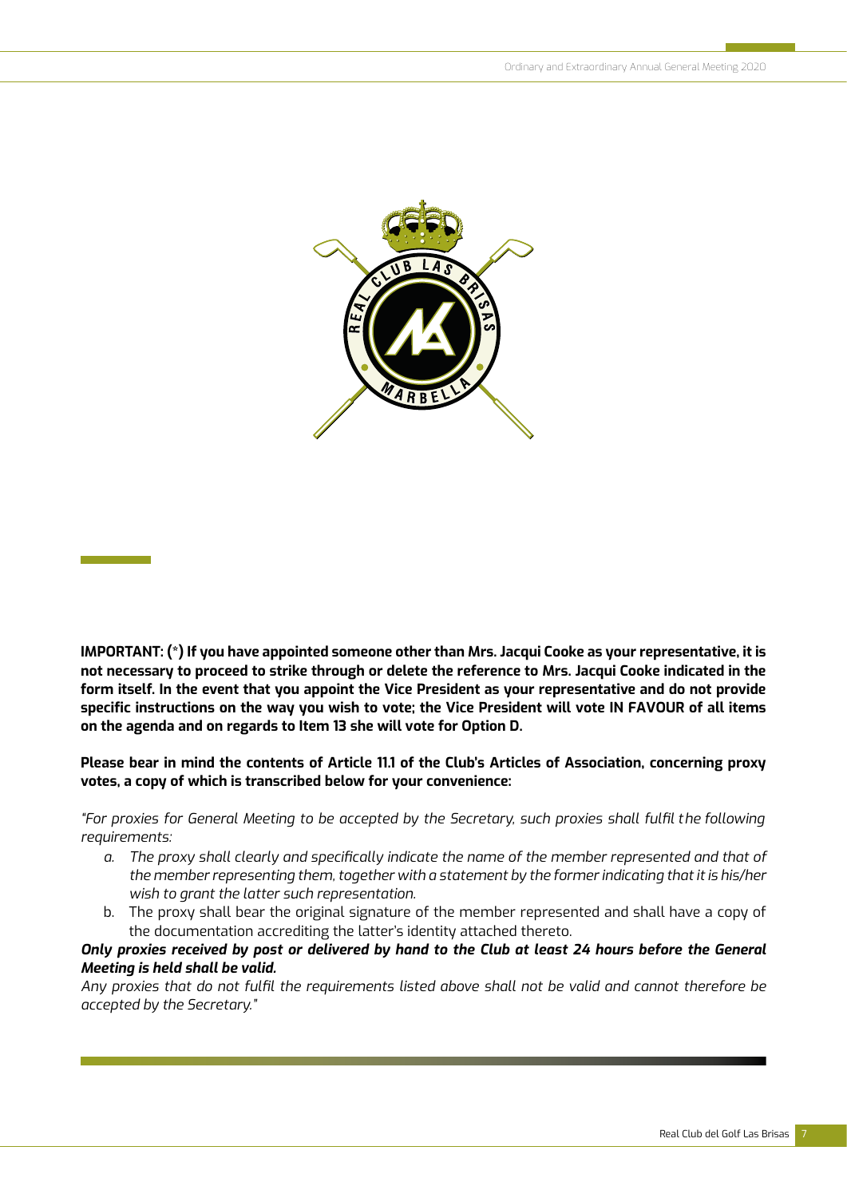**IMPORTANT: (*) If you have appointed someone other than Mrs. Jacqui Cooke as your representative, it is not necessary to proceed to strike through or delete the reference to Mrs. Jacqui Cooke indicated in the form itself. In the event that you appoint the Vice President as your representative and do not provide specific instructions on the way you wish to vote; the Vice President will vote IN FAVOUR of all items on the agenda and on regards to Item 13 she will vote for Option D.**

**Please bear in mind the contents of Article 11.1 of the Club's Articles of Association, concerning proxy votes, a copy of which is transcribed below for your convenience:**

*"For proxies for General Meeting to be accepted by the Secretary, such proxies shall fulfil the following requirements:*

a. *The proxy shall clearly and specifically indicate the name of the member represented and that of the member representing them, together with a statement by the former indicating that it is his/her wish to grant the latter such representation.*
b. The proxy shall bear the original signature of the member represented and shall have a copy of the documentation accrediting the latter's identity attached thereto.

***Only proxies received by post or delivered by hand to the Club at least 24 hours before the General Meeting is held shall be valid.***

*Any proxies that do not fulfil the requirements listed above shall not be valid and cannot therefore be accepted by the Secretary."*